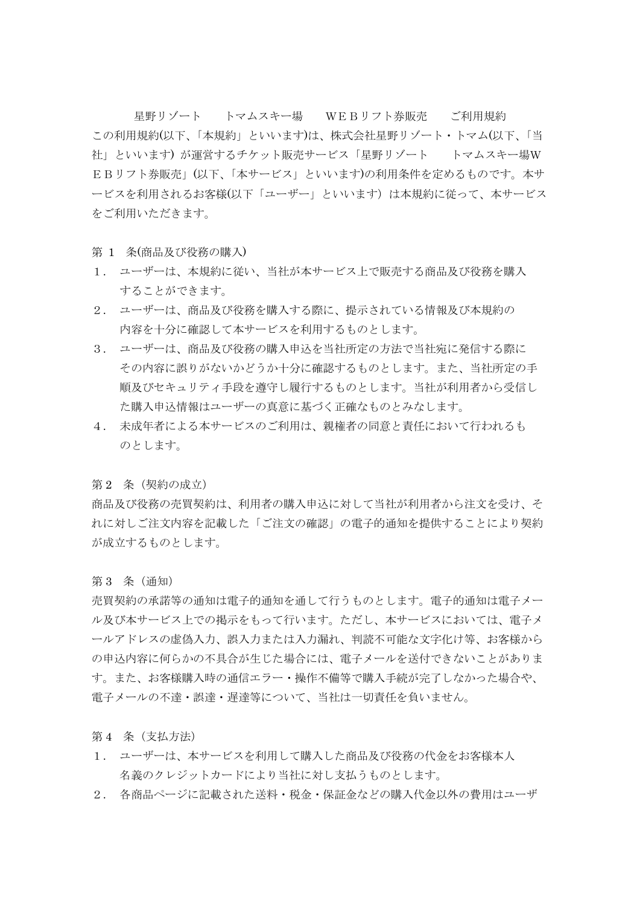# 星野リゾート　トマムスキー場　ＷＥＢリフト券販売　ご利用規約

この利用規約(以下、「本規約」といいます)は、株式会社星野リゾート・トマム(以下、「当社」といいます) が運営するチケット販売サービス「星野リゾート　トマムスキー場ＷＥＢリフト券販売」(以下、「本サービス」といいます)の利用条件を定めるものです。本サービスを利用されるお客様(以下「ユーザー」といいます) は本規約に従って、本サービスをご利用いただきます。

## 第 1 条(商品及び役務の購入)

１．ユーザーは、本規約に従い、当社が本サービス上で販売する商品及び役務を購入することができます。

２．ユーザーは、商品及び役務を購入する際に、提示されている情報及び本規約の内容を十分に確認して本サービスを利用するものとします。

３．ユーザーは、商品及び役務の購入申込を当社所定の方法で当社宛に発信する際にその内容に誤りがないかどうか十分に確認するものとします。また、当社所定の手順及びセキュリティ手段を遵守し履行するものとします。当社が利用者から受信した購入申込情報はユーザーの真意に基づく正確なものとみなします。

４．未成年者による本サービスのご利用は、親権者の同意と責任において行われるものとします。

## 第２ 条（契約の成立）

商品及び役務の売買契約は、利用者の購入申込に対して当社が利用者から注文を受け、それに対しご注文内容を記載した「ご注文の確認」の電子的通知を提供することにより契約が成立するものとします。

## 第３ 条（通知）

売買契約の承諾等の通知は電子的通知を通して行うものとします。電子的通知は電子メール及び本サービス上での掲示をもって行います。ただし、本サービスにおいては、電子メールアドレスの虚偽入力、誤入力または入力漏れ、判読不可能な文字化け等、お客様からの申込内容に何らかの不具合が生じた場合には、電子メールを送付できないことがあります。また、お客様購入時の通信エラー・操作不備等で購入手続が完了しなかった場合や、電子メールの不達・誤達・遅達等について、当社は一切責任を負いません。

## 第４ 条（支払方法)

１．ユーザーは、本サービスを利用して購入した商品及び役務の代金をお客様本人名義のクレジットカードにより当社に対し支払うものとします。

２．各商品ページに記載された送料・税金・保証金などの購入代金以外の費用はユーザ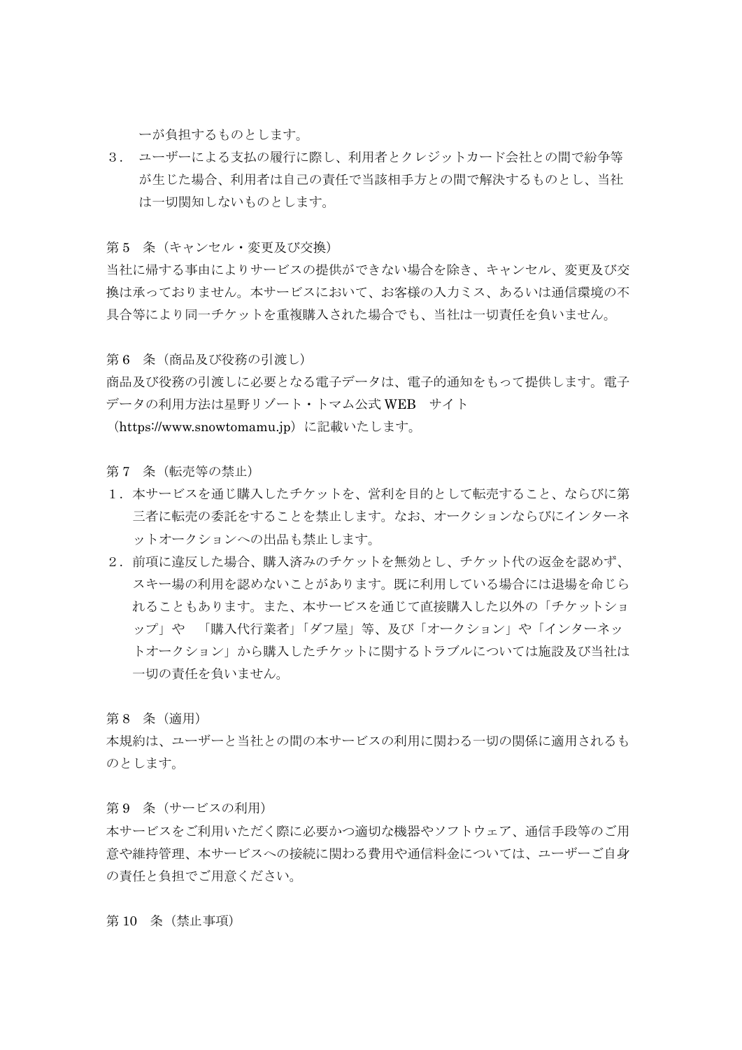ーが負担するものとします。

3． ユーザーによる支払の履行に際し、利用者とクレジットカード会社との間で紛争等が生じた場合、利用者は自己の責任で当該相手方との間で解決するものとし、当社は一切関知しないものとします。

第 5　条（キャンセル・変更及び交換）

当社に帰する事由によりサービスの提供ができない場合を除き、キャンセル、変更及び交換は承っておりません。本サービスにおいて、お客様の入力ミス、あるいは通信環境の不具合等により同一チケットを重複購入された場合でも、当社は一切責任を負いません。

第 6　条（商品及び役務の引渡し）

商品及び役務の引渡しに必要となる電子データは、電子的通知をもって提供します。電子データの利用方法は星野リゾート・トマム公式 WEB　サイト（https://www.snowtomamu.jp）に記載いたします。

第 7　条（転売等の禁止）

1．本サービスを通じ購入したチケットを、営利を目的として転売すること、ならびに第三者に転売の委託をすることを禁止します。なお、オークションならびにインターネットオークションへの出品も禁止します。

2．前項に違反した場合、購入済みのチケットを無効とし、チケット代の返金を認めず、スキー場の利用を認めないことがあります。既に利用している場合には退場を命じられることもあります。また、本サービスを通じて直接購入した以外の「チケットショップ」や　「購入代行業者」「ダフ屋」等、及び「オークション」や「インターネットオークション」から購入したチケットに関するトラブルについては施設及び当社は一切の責任を負いません。

第 8　条（適用）

本規約は、ユーザーと当社との間の本サービスの利用に関わる一切の関係に適用されるものとします。

第 9　条（サービスの利用）

本サービスをご利用いただく際に必要かつ適切な機器やソフトウェア、通信手段等のご用意や維持管理、本サービスへの接続に関わる費用や通信料金については、ユーザーご自身の責任と負担でご用意ください。

第 10　条（禁止事項）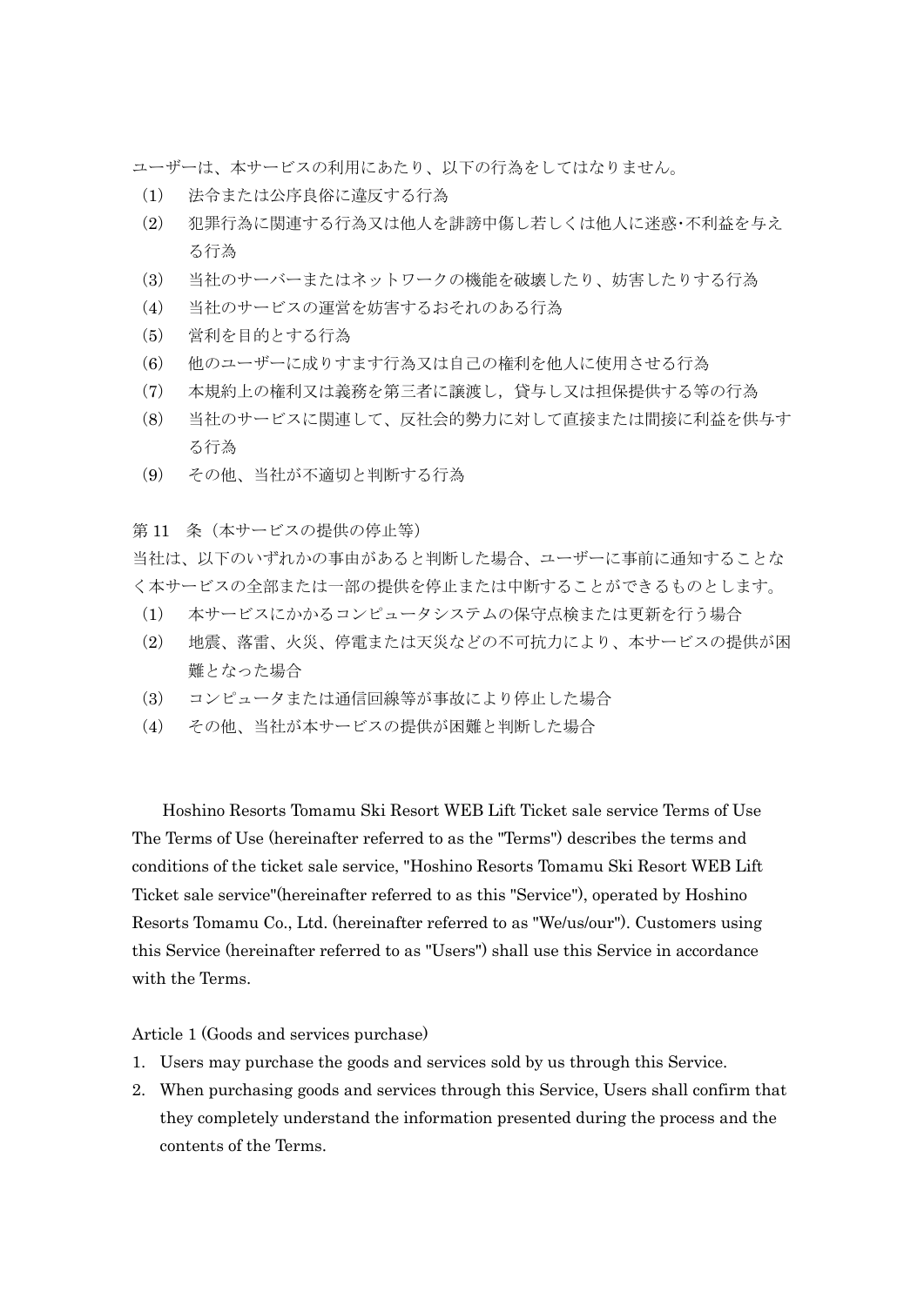ユーザーは、本サービスの利用にあたり、以下の行為をしてはなりません。

（1） 法令または公序良俗に違反する行為
（2） 犯罪行為に関連する行為又は他人を誹謗中傷し若しくは他人に迷惑･不利益を与える行為
（3） 当社のサーバーまたはネットワークの機能を破壊したり、妨害したりする行為
（4） 当社のサービスの運営を妨害するおそれのある行為
（5） 営利を目的とする行為
（6） 他のユーザーに成りすます行為又は自己の権利を他人に使用させる行為
（7） 本規約上の権利又は義務を第三者に譲渡し，貸与し又は担保提供する等の行為
（8） 当社のサービスに関連して、反社会的勢力に対して直接または間接に利益を供与する行為
（9） その他、当社が不適切と判断する行為

第 11 条（本サービスの提供の停止等）

当社は、以下のいずれかの事由があると判断した場合、ユーザーに事前に通知することなく本サービスの全部または一部の提供を停止または中断することができるものとします。

（1） 本サービスにかかるコンピュータシステムの保守点検または更新を行う場合
（2） 地震、落雷、火災、停電または天災などの不可抗力により、本サービスの提供が困難となった場合
（3） コンピュータまたは通信回線等が事故により停止した場合
（4） その他、当社が本サービスの提供が困難と判断した場合

Hoshino Resorts Tomamu Ski Resort WEB Lift Ticket sale service Terms of Use

The Terms of Use (hereinafter referred to as the "Terms") describes the terms and conditions of the ticket sale service, "Hoshino Resorts Tomamu Ski Resort WEB Lift Ticket sale service"(hereinafter referred to as this "Service"), operated by Hoshino Resorts Tomamu Co., Ltd. (hereinafter referred to as "We/us/our"). Customers using this Service (hereinafter referred to as "Users") shall use this Service in accordance with the Terms.

Article 1 (Goods and services purchase)

1. Users may purchase the goods and services sold by us through this Service.
2. When purchasing goods and services through this Service, Users shall confirm that they completely understand the information presented during the process and the contents of the Terms.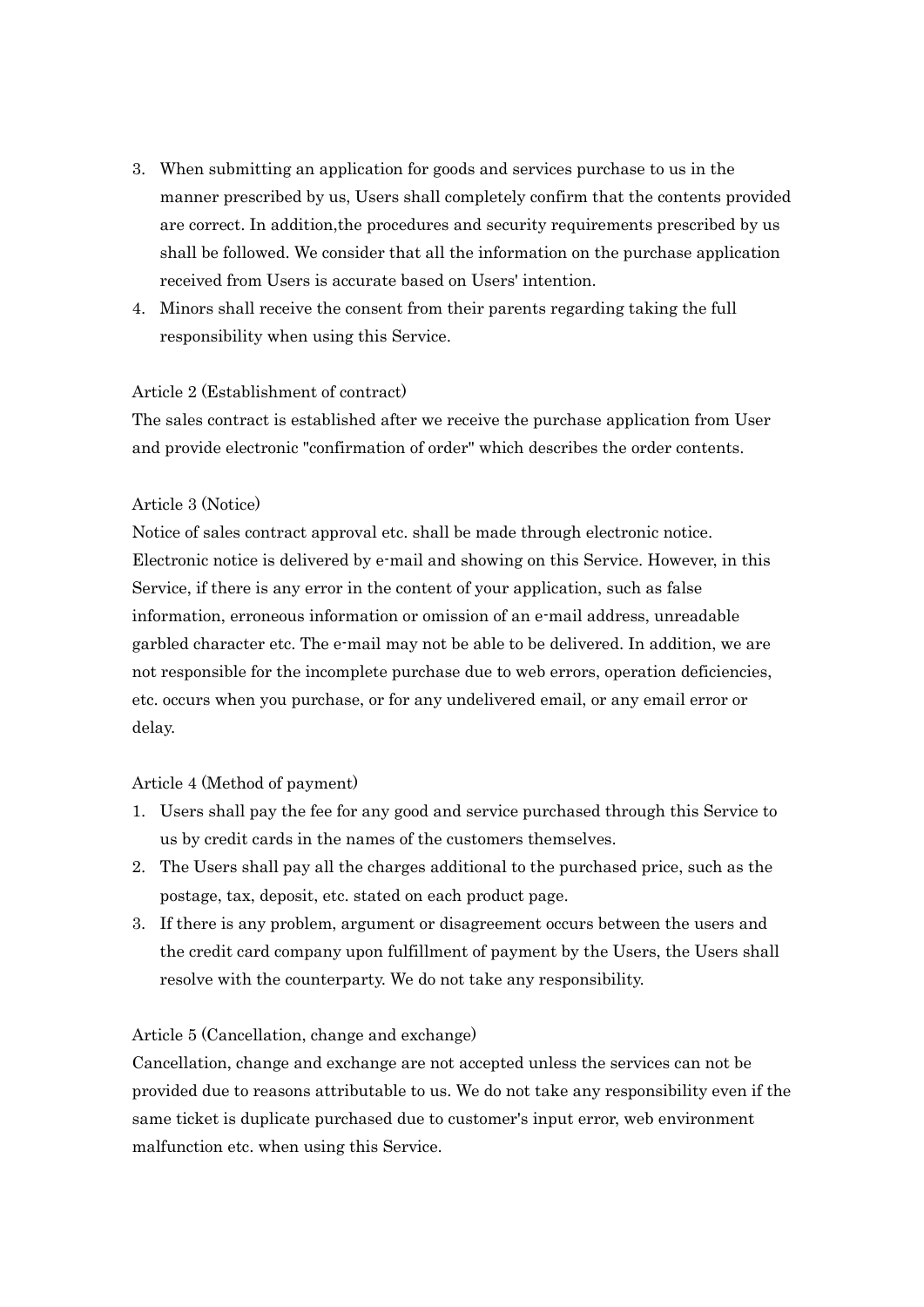3. When submitting an application for goods and services purchase to us in the manner prescribed by us, Users shall completely confirm that the contents provided are correct. In addition,the procedures and security requirements prescribed by us shall be followed. We consider that all the information on the purchase application received from Users is accurate based on Users' intention.
4. Minors shall receive the consent from their parents regarding taking the full responsibility when using this Service.

Article 2 (Establishment of contract)

The sales contract is established after we receive the purchase application from User and provide electronic "confirmation of order" which describes the order contents.

Article 3 (Notice)

Notice of sales contract approval etc. shall be made through electronic notice. Electronic notice is delivered by e-mail and showing on this Service. However, in this Service, if there is any error in the content of your application, such as false information, erroneous information or omission of an e-mail address, unreadable garbled character etc. The e-mail may not be able to be delivered. In addition, we are not responsible for the incomplete purchase due to web errors, operation deficiencies, etc. occurs when you purchase, or for any undelivered email, or any email error or delay.

Article 4 (Method of payment)

1. Users shall pay the fee for any good and service purchased through this Service to us by credit cards in the names of the customers themselves.
2. The Users shall pay all the charges additional to the purchased price, such as the postage, tax, deposit, etc. stated on each product page.
3. If there is any problem, argument or disagreement occurs between the users and the credit card company upon fulfillment of payment by the Users, the Users shall resolve with the counterparty. We do not take any responsibility.

Article 5 (Cancellation, change and exchange)

Cancellation, change and exchange are not accepted unless the services can not be provided due to reasons attributable to us. We do not take any responsibility even if the same ticket is duplicate purchased due to customer's input error, web environment malfunction etc. when using this Service.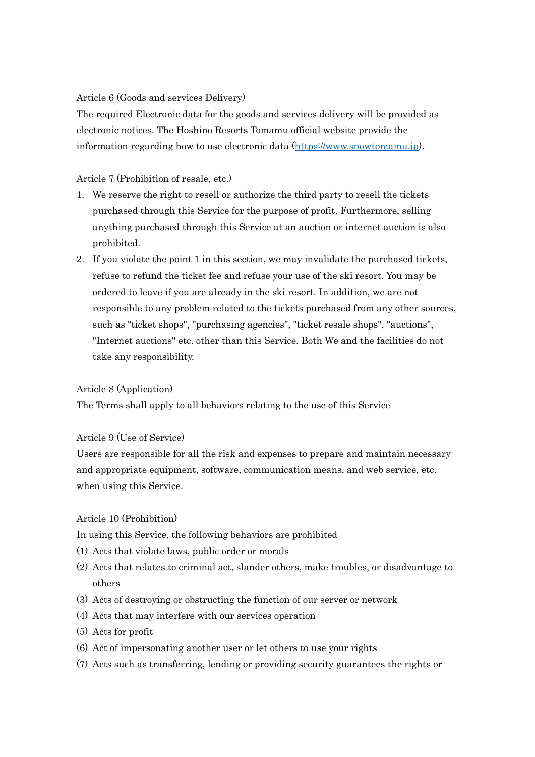Article 6 (Goods and services Delivery)

The required Electronic data for the goods and services delivery will be provided as electronic notices. The Hoshino Resorts Tomamu official website provide the information regarding how to use electronic data ([https://www.snowtomamu.jp](https://www.snowtomamu.jp)).

Article 7 (Prohibition of resale, etc.)

1. We reserve the right to resell or authorize the third party to resell the tickets purchased through this Service for the purpose of profit. Furthermore, selling anything purchased through this Service at an auction or internet auction is also prohibited.
2. If you violate the point 1 in this section, we may invalidate the purchased tickets, refuse to refund the ticket fee and refuse your use of the ski resort. You may be ordered to leave if you are already in the ski resort. In addition, we are not responsible to any problem related to the tickets purchased from any other sources, such as "ticket shops", "purchasing agencies", "ticket resale shops", "auctions", "Internet auctions" etc. other than this Service. Both We and the facilities do not take any responsibility.

Article 8 (Application)

The Terms shall apply to all behaviors relating to the use of this Service

Article 9 (Use of Service)

Users are responsible for all the risk and expenses to prepare and maintain necessary and appropriate equipment, software, communication means, and web service, etc. when using this Service.

Article 10 (Prohibition)

In using this Service, the following behaviors are prohibited

(1) Acts that violate laws, public order or morals
(2) Acts that relates to criminal act, slander others, make troubles, or disadvantage to others
(3) Acts of destroying or obstructing the function of our server or network
(4) Acts that may interfere with our services operation
(5) Acts for profit
(6) Act of impersonating another user or let others to use your rights
(7) Acts such as transferring, lending or providing security guarantees the rights or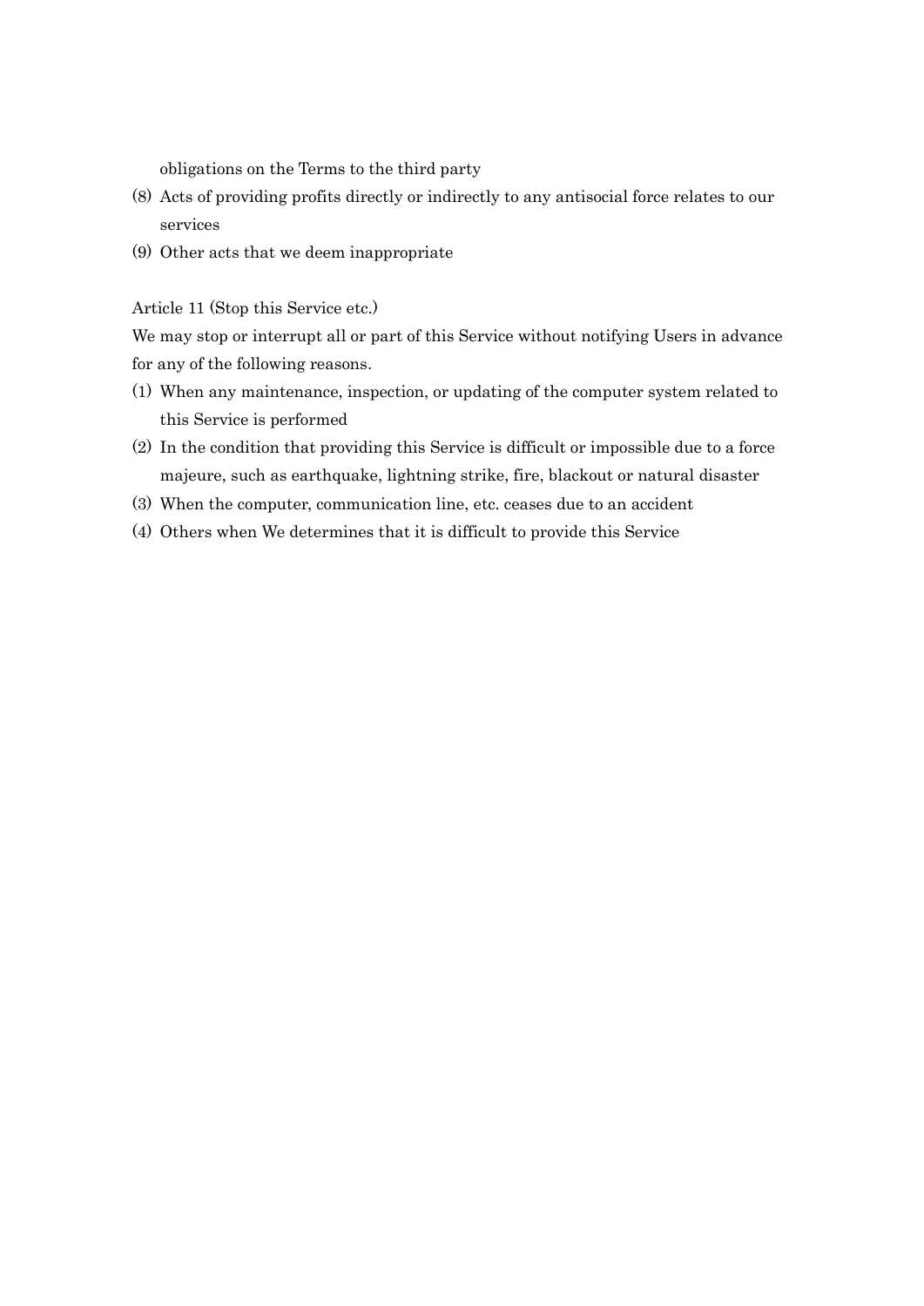obligations on the Terms to the third party

(8) Acts of providing profits directly or indirectly to any antisocial force relates to our services

(9) Other acts that we deem inappropriate

Article 11 (Stop this Service etc.)

We may stop or interrupt all or part of this Service without notifying Users in advance for any of the following reasons.

(1) When any maintenance, inspection, or updating of the computer system related to this Service is performed

(2) In the condition that providing this Service is difficult or impossible due to a force majeure, such as earthquake, lightning strike, fire, blackout or natural disaster

(3) When the computer, communication line, etc. ceases due to an accident

(4) Others when We determines that it is difficult to provide this Service